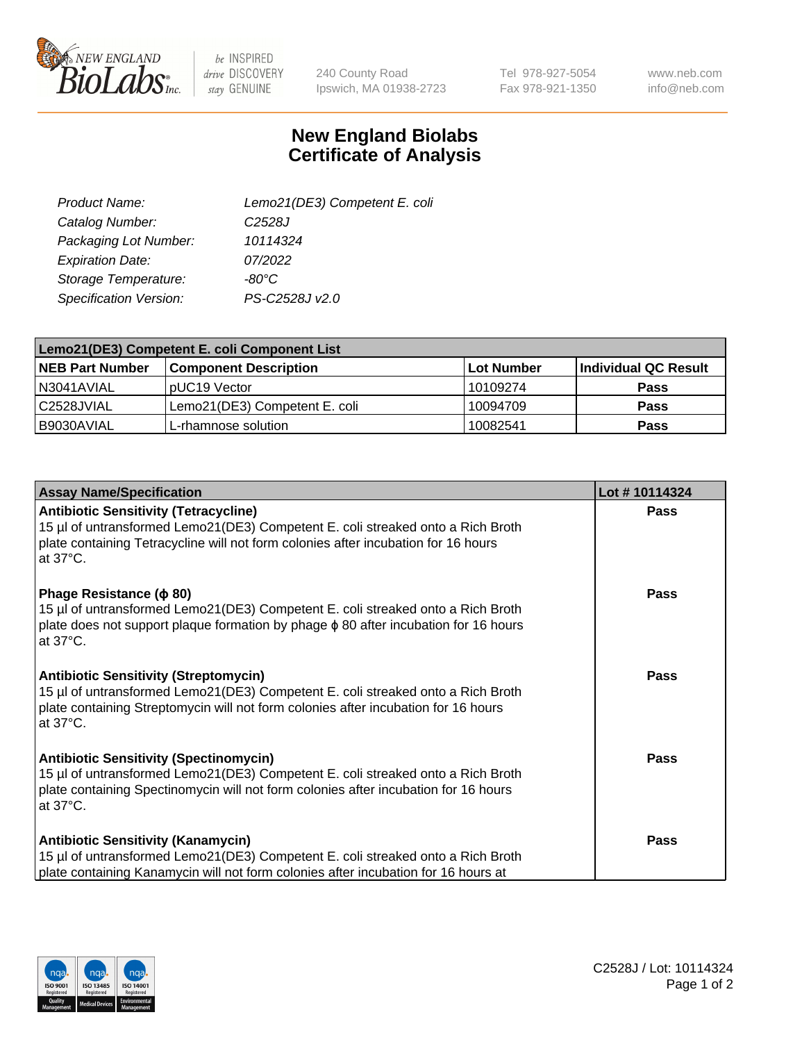# New England Biolabs
# Certificate of Analysis

| | |
|---|---|
| Product Name: | Lemo21(DE3) Competent E. coli |
| Catalog Number: | C2528J |
| Packaging Lot Number: | 10114324 |
| Expiration Date: | 07/2022 |
| Storage Temperature: | -80°C |
| Specification Version: | PS-C2528J v2.0 |

| Lemo21(DE3) Competent E. coli Component List | | | |
|---|---|---|---|
| **NEB Part Number** | **Component Description** | **Lot Number** | **Individual QC Result** |
| N3041AVIAL | pUC19 Vector | 10109274 | **Pass** |
| C2528JVIAL | Lemo21(DE3) Competent E. coli | 10094709 | **Pass** |
| B9030AVIAL | L-rhamnose solution | 10082541 | **Pass** |

| Assay Name/Specification | Lot # 10114324 |
|---|---|
| **Antibiotic Sensitivity (Tetracycline)**<br>15 µl of untransformed Lemo21(DE3) Competent E. coli streaked onto a Rich Broth plate containing Tetracycline will not form colonies after incubation for 16 hours at 37°C. | **Pass** |
| **Phage Resistance (ϕ 80)**<br>15 µl of untransformed Lemo21(DE3) Competent E. coli streaked onto a Rich Broth plate does not support plaque formation by phage ϕ 80 after incubation for 16 hours at 37°C. | **Pass** |
| **Antibiotic Sensitivity (Streptomycin)**<br>15 µl of untransformed Lemo21(DE3) Competent E. coli streaked onto a Rich Broth plate containing Streptomycin will not form colonies after incubation for 16 hours at 37°C. | **Pass** |
| **Antibiotic Sensitivity (Spectinomycin)**<br>15 µl of untransformed Lemo21(DE3) Competent E. coli streaked onto a Rich Broth plate containing Spectinomycin will not form colonies after incubation for 16 hours at 37°C. | **Pass** |
| **Antibiotic Sensitivity (Kanamycin)**<br>15 µl of untransformed Lemo21(DE3) Competent E. coli streaked onto a Rich Broth plate containing Kanamycin will not form colonies after incubation for 16 hours at | **Pass** |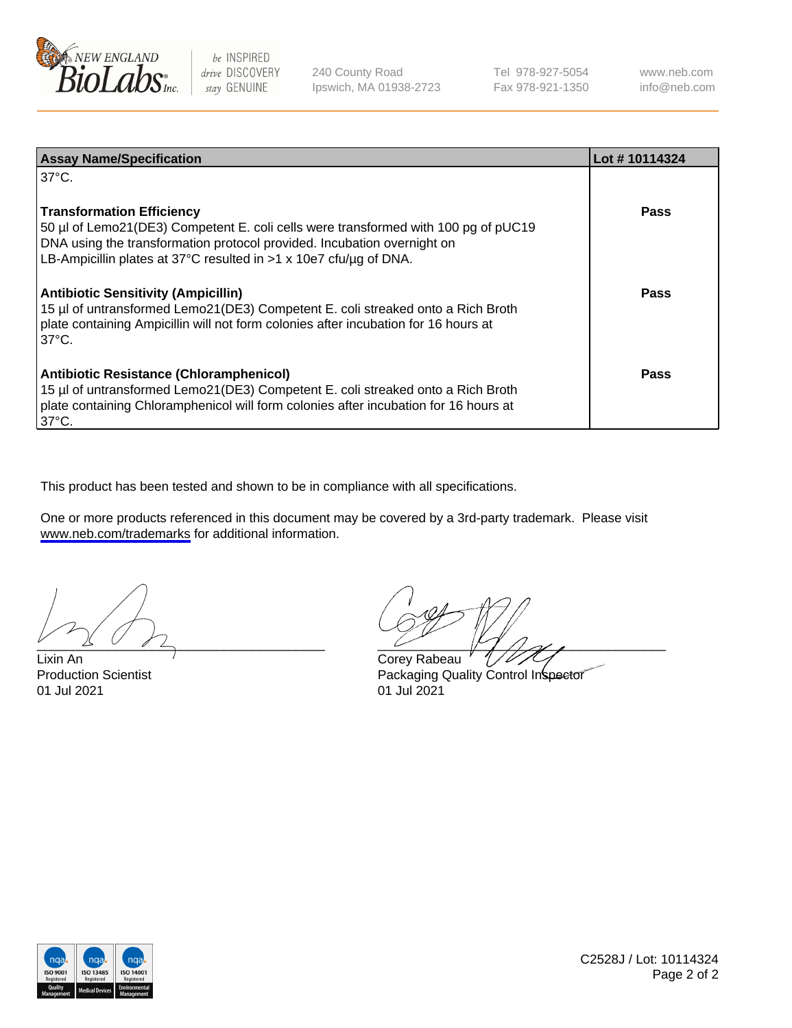| Assay Name/Specification | Lot # 10114324 |
|---|---|
| 37°C. | |
| **Transformation Efficiency**<br>50 µl of Lemo21(DE3) Competent E. coli cells were transformed with 100 pg of pUC19 DNA using the transformation protocol provided. Incubation overnight on LB-Ampicillin plates at 37°C resulted in >1 x 10e7 cfu/µg of DNA. | **Pass** |
| **Antibiotic Sensitivity (Ampicillin)**<br>15 µl of untransformed Lemo21(DE3) Competent E. coli streaked onto a Rich Broth plate containing Ampicillin will not form colonies after incubation for 16 hours at 37°C. | **Pass** |
| **Antibiotic Resistance (Chloramphenicol)**<br>15 µl of untransformed Lemo21(DE3) Competent E. coli streaked onto a Rich Broth plate containing Chloramphenicol will form colonies after incubation for 16 hours at 37°C. | **Pass** |

This product has been tested and shown to be in compliance with all specifications.

One or more products referenced in this document may be covered by a 3rd-party trademark. Please visit www.neb.com/trademarks for additional information.

Lixin An
Production Scientist
01 Jul 2021

Corey Rabeau
Packaging Quality Control Inspector
01 Jul 2021

C2528J / Lot: 10114324